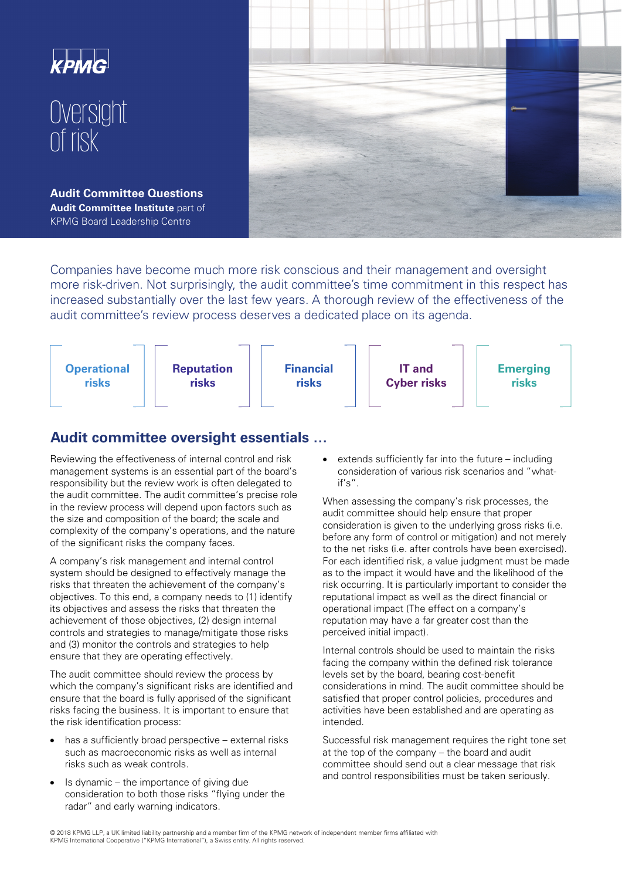# Oversight of risk

**Audit Committee Questions**
**Audit Committee Institute** part of KPMG Board Leadership Centre

Companies have become much more risk conscious and their management and oversight more risk-driven. Not surprisingly, the audit committee's time commitment in this respect has increased substantially over the last few years. A thorough review of the effectiveness of the audit committee's review process deserves a dedicated place on its agenda.

**Operational risks** | **Reputation risks** | **Financial risks** | **IT and Cyber risks** | **Emerging risks**

## Audit committee oversight essentials …

Reviewing the effectiveness of internal control and risk management systems is an essential part of the board's responsibility but the review work is often delegated to the audit committee. The audit committee's precise role in the review process will depend upon factors such as the size and composition of the board; the scale and complexity of the company's operations, and the nature of the significant risks the company faces.

A company's risk management and internal control system should be designed to effectively manage the risks that threaten the achievement of the company's objectives. To this end, a company needs to (1) identify its objectives and assess the risks that threaten the achievement of those objectives, (2) design internal controls and strategies to manage/mitigate those risks and (3) monitor the controls and strategies to help ensure that they are operating effectively.

The audit committee should review the process by which the company's significant risks are identified and ensure that the board is fully apprised of the significant risks facing the business. It is important to ensure that the risk identification process:

- has a sufficiently broad perspective – external risks such as macroeconomic risks as well as internal risks such as weak controls.
- Is dynamic – the importance of giving due consideration to both those risks "flying under the radar" and early warning indicators.
- extends sufficiently far into the future – including consideration of various risk scenarios and "what-if's".

When assessing the company's risk processes, the audit committee should help ensure that proper consideration is given to the underlying gross risks (i.e. before any form of control or mitigation) and not merely to the net risks (i.e. after controls have been exercised). For each identified risk, a value judgment must be made as to the impact it would have and the likelihood of the risk occurring. It is particularly important to consider the reputational impact as well as the direct financial or operational impact (The effect on a company's reputation may have a far greater cost than the perceived initial impact).

Internal controls should be used to maintain the risks facing the company within the defined risk tolerance levels set by the board, bearing cost-benefit considerations in mind. The audit committee should be satisfied that proper control policies, procedures and activities have been established and are operating as intended.

Successful risk management requires the right tone set at the top of the company – the board and audit committee should send out a clear message that risk and control responsibilities must be taken seriously.

© 2018 KPMG LLP, a UK limited liability partnership and a member firm of the KPMG network of independent member firms affiliated with KPMG International Cooperative ("KPMG International"), a Swiss entity. All rights reserved.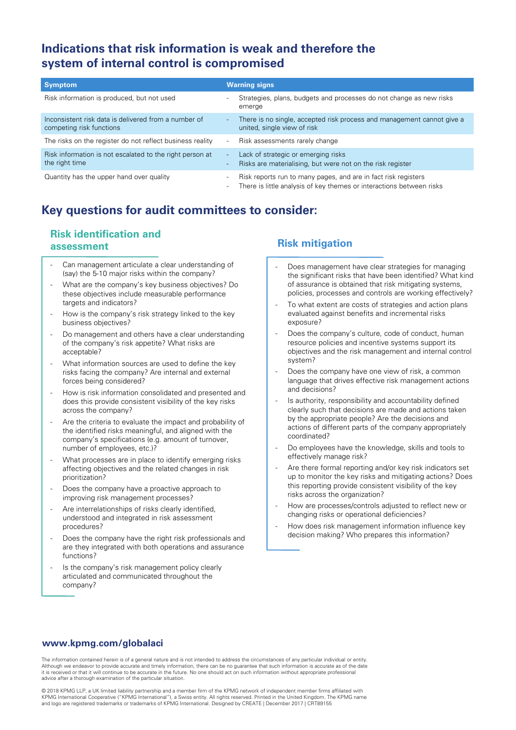## Indications that risk information is weak and therefore the system of internal control is compromised

| Symptom | Warning signs |
|---|---|
| Risk information is produced, but not used | - Strategies, plans, budgets and processes do not change as new risks emerge |
| Inconsistent risk data is delivered from a number of competing risk functions | - There is no single, accepted risk process and management cannot give a united, single view of risk |
| The risks on the register do not reflect business reality | - Risk assessments rarely change |
| Risk information is not escalated to the right person at the right time | - Lack of strategic or emerging risks<br>- Risks are materialising, but were not on the risk register |
| Quantity has the upper hand over quality | - Risk reports run to many pages, and are in fact risk registers<br>- There is little analysis of key themes or interactions between risks |

## Key questions for audit committees to consider:

### Risk identification and assessment

- Can management articulate a clear understanding of (say) the 5-10 major risks within the company?
- What are the company's key business objectives? Do these objectives include measurable performance targets and indicators?
- How is the company's risk strategy linked to the key business objectives?
- Do management and others have a clear understanding of the company's risk appetite? What risks are acceptable?
- What information sources are used to define the key risks facing the company? Are internal and external forces being considered?
- How is risk information consolidated and presented and does this provide consistent visibility of the key risks across the company?
- Are the criteria to evaluate the impact and probability of the identified risks meaningful, and aligned with the company's specifications (e.g. amount of turnover, number of employees, etc.)?
- What processes are in place to identify emerging risks affecting objectives and the related changes in risk prioritization?
- Does the company have a proactive approach to improving risk management processes?
- Are interrelationships of risks clearly identified, understood and integrated in risk assessment procedures?
- Does the company have the right risk professionals and are they integrated with both operations and assurance functions?
- Is the company's risk management policy clearly articulated and communicated throughout the company?

### Risk mitigation

- Does management have clear strategies for managing the significant risks that have been identified? What kind of assurance is obtained that risk mitigating systems, policies, processes and controls are working effectively?
- To what extent are costs of strategies and action plans evaluated against benefits and incremental risks exposure?
- Does the company's culture, code of conduct, human resource policies and incentive systems support its objectives and the risk management and internal control system?
- Does the company have one view of risk, a common language that drives effective risk management actions and decisions?
- Is authority, responsibility and accountability defined clearly such that decisions are made and actions taken by the appropriate people? Are the decisions and actions of different parts of the company appropriately coordinated?
- Do employees have the knowledge, skills and tools to effectively manage risk?
- Are there formal reporting and/or key risk indicators set up to monitor the key risks and mitigating actions? Does this reporting provide consistent visibility of the key risks across the organization?
- How are processes/controls adjusted to reflect new or changing risks or operational deficiencies?
- How does risk management information influence key decision making? Who prepares this information?

**www.kpmg.com/globalaci**

The information contained herein is of a general nature and is not intended to address the circumstances of any particular individual or entity. Although we endeavor to provide accurate and timely information, there can be no guarantee that such information is accurate as of the date it is received or that it will continue to be accurate in the future. No one should act on such information without appropriate professional advice after a thorough examination of the particular situation.

© 2018 KPMG LLP, a UK limited liability partnership and a member firm of the KPMG network of independent member firms affiliated with KPMG International Cooperative ("KPMG International"), a Swiss entity. All rights reserved. Printed in the United Kingdom. The KPMG name and logo are registered trademarks or trademarks of KPMG International. Designed by CREATE | December 2017 | CRT89155